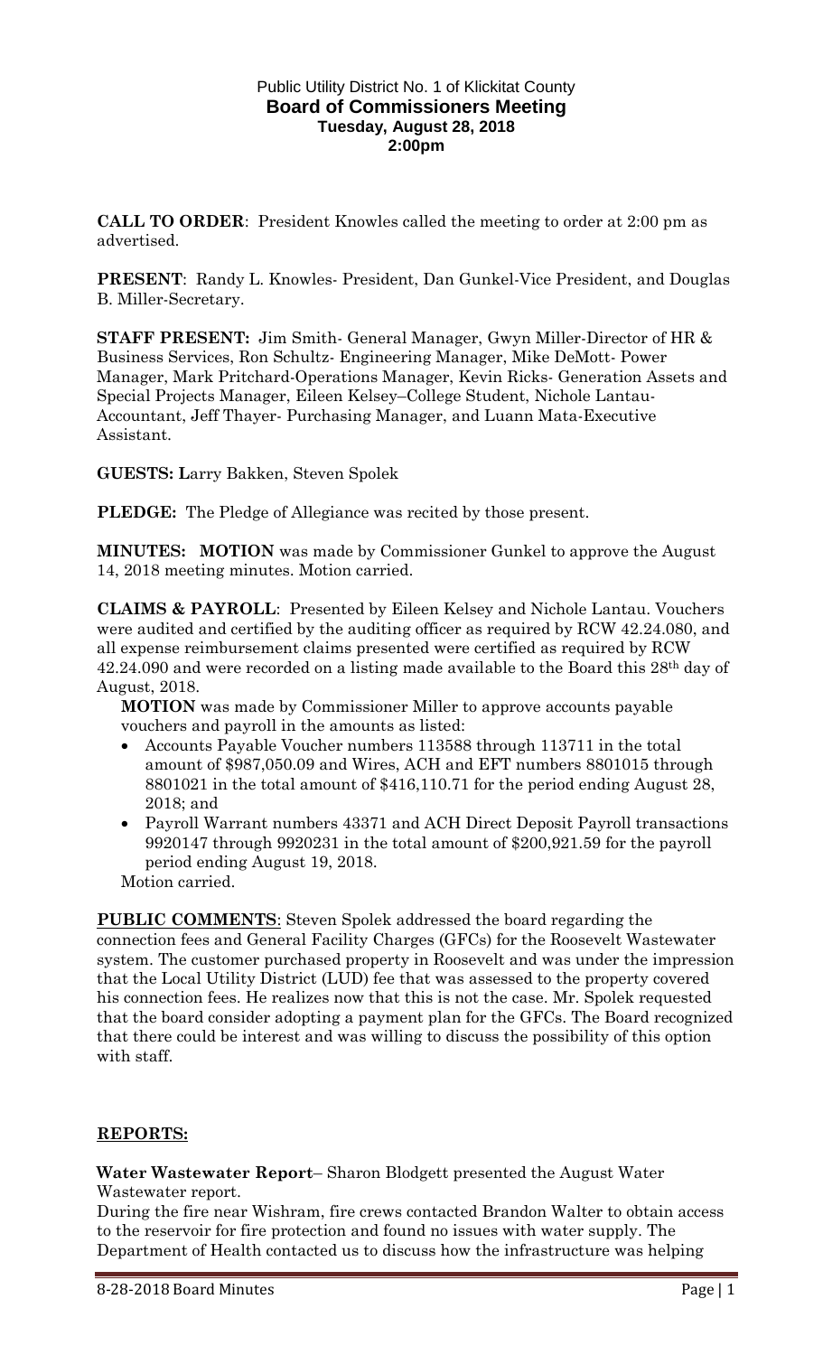Public Utility District No. 1 of Klickitat County
**Board of Commissioners Meeting**
**Tuesday, August 28, 2018**
**2:00pm**

**CALL TO ORDER**: President Knowles called the meeting to order at 2:00 pm as advertised.

**PRESENT**: Randy L. Knowles- President, Dan Gunkel-Vice President, and Douglas B. Miller-Secretary.

**STAFF PRESENT:** Jim Smith- General Manager, Gwyn Miller-Director of HR & Business Services, Ron Schultz- Engineering Manager, Mike DeMott- Power Manager, Mark Pritchard-Operations Manager, Kevin Ricks- Generation Assets and Special Projects Manager, Eileen Kelsey–College Student, Nichole Lantau-Accountant, Jeff Thayer- Purchasing Manager, and Luann Mata-Executive Assistant.

**GUESTS: L**arry Bakken, Steven Spolek

**PLEDGE:** The Pledge of Allegiance was recited by those present.

**MINUTES: MOTION** was made by Commissioner Gunkel to approve the August 14, 2018 meeting minutes. Motion carried.

**CLAIMS & PAYROLL**: Presented by Eileen Kelsey and Nichole Lantau. Vouchers were audited and certified by the auditing officer as required by RCW 42.24.080, and all expense reimbursement claims presented were certified as required by RCW 42.24.090 and were recorded on a listing made available to the Board this 28th day of August, 2018.

**MOTION** was made by Commissioner Miller to approve accounts payable vouchers and payroll in the amounts as listed:

- Accounts Payable Voucher numbers 113588 through 113711 in the total amount of $987,050.09 and Wires, ACH and EFT numbers 8801015 through 8801021 in the total amount of $416,110.71 for the period ending August 28, 2018; and
- Payroll Warrant numbers 43371 and ACH Direct Deposit Payroll transactions 9920147 through 9920231 in the total amount of $200,921.59 for the payroll period ending August 19, 2018.

Motion carried.

**PUBLIC COMMENTS**: Steven Spolek addressed the board regarding the connection fees and General Facility Charges (GFCs) for the Roosevelt Wastewater system. The customer purchased property in Roosevelt and was under the impression that the Local Utility District (LUD) fee that was assessed to the property covered his connection fees. He realizes now that this is not the case. Mr. Spolek requested that the board consider adopting a payment plan for the GFCs. The Board recognized that there could be interest and was willing to discuss the possibility of this option with staff.

## REPORTS:

**Water Wastewater Report**– Sharon Blodgett presented the August Water Wastewater report.

During the fire near Wishram, fire crews contacted Brandon Walter to obtain access to the reservoir for fire protection and found no issues with water supply. The Department of Health contacted us to discuss how the infrastructure was helping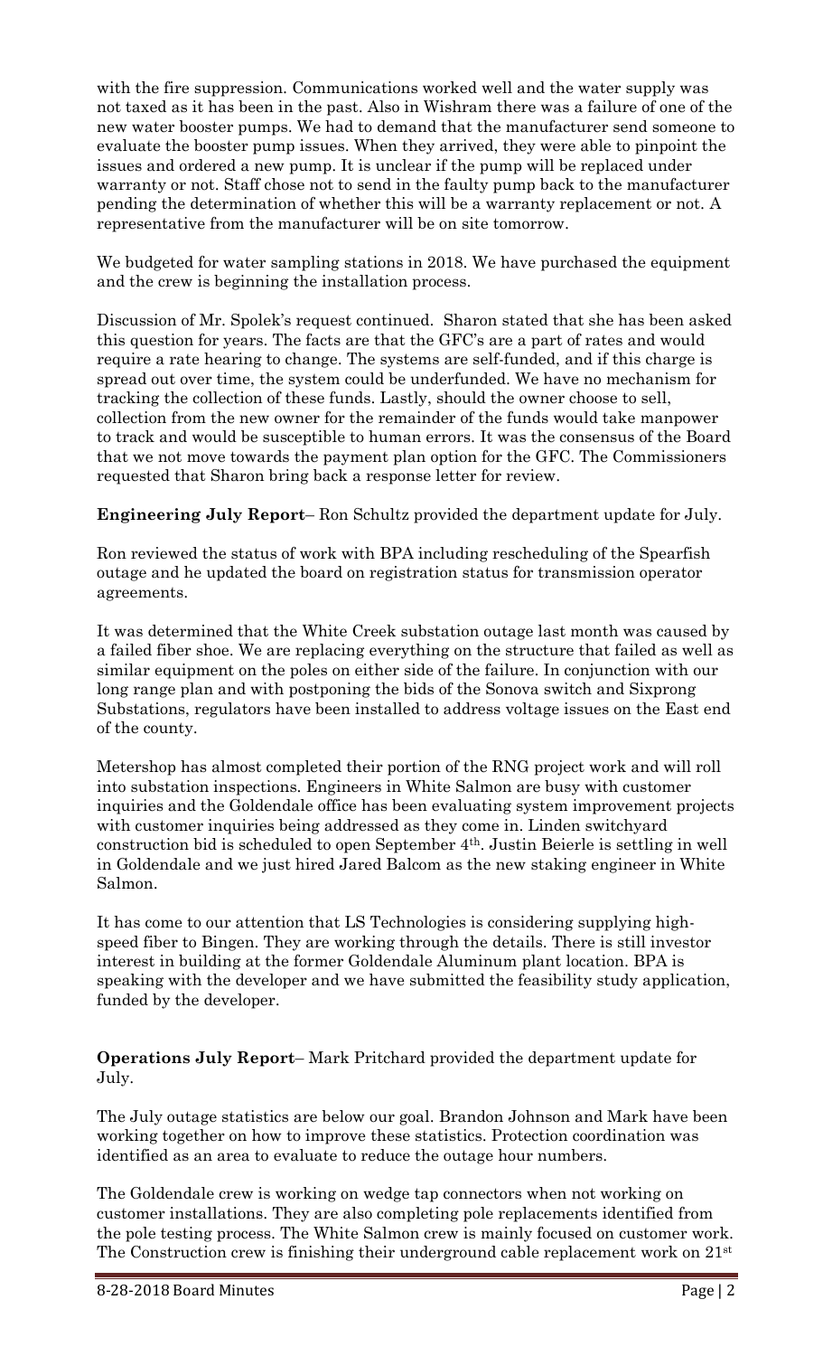with the fire suppression. Communications worked well and the water supply was not taxed as it has been in the past. Also in Wishram there was a failure of one of the new water booster pumps. We had to demand that the manufacturer send someone to evaluate the booster pump issues. When they arrived, they were able to pinpoint the issues and ordered a new pump. It is unclear if the pump will be replaced under warranty or not. Staff chose not to send in the faulty pump back to the manufacturer pending the determination of whether this will be a warranty replacement or not. A representative from the manufacturer will be on site tomorrow.

We budgeted for water sampling stations in 2018. We have purchased the equipment and the crew is beginning the installation process.

Discussion of Mr. Spolek's request continued. Sharon stated that she has been asked this question for years. The facts are that the GFC's are a part of rates and would require a rate hearing to change. The systems are self-funded, and if this charge is spread out over time, the system could be underfunded. We have no mechanism for tracking the collection of these funds. Lastly, should the owner choose to sell, collection from the new owner for the remainder of the funds would take manpower to track and would be susceptible to human errors. It was the consensus of the Board that we not move towards the payment plan option for the GFC. The Commissioners requested that Sharon bring back a response letter for review.

**Engineering July Report**– Ron Schultz provided the department update for July.

Ron reviewed the status of work with BPA including rescheduling of the Spearfish outage and he updated the board on registration status for transmission operator agreements.

It was determined that the White Creek substation outage last month was caused by a failed fiber shoe. We are replacing everything on the structure that failed as well as similar equipment on the poles on either side of the failure. In conjunction with our long range plan and with postponing the bids of the Sonova switch and Sixprong Substations, regulators have been installed to address voltage issues on the East end of the county.

Metershop has almost completed their portion of the RNG project work and will roll into substation inspections. Engineers in White Salmon are busy with customer inquiries and the Goldendale office has been evaluating system improvement projects with customer inquiries being addressed as they come in. Linden switchyard construction bid is scheduled to open September 4th. Justin Beierle is settling in well in Goldendale and we just hired Jared Balcom as the new staking engineer in White Salmon.

It has come to our attention that LS Technologies is considering supplying high-speed fiber to Bingen. They are working through the details. There is still investor interest in building at the former Goldendale Aluminum plant location. BPA is speaking with the developer and we have submitted the feasibility study application, funded by the developer.

**Operations July Report**– Mark Pritchard provided the department update for July.

The July outage statistics are below our goal. Brandon Johnson and Mark have been working together on how to improve these statistics. Protection coordination was identified as an area to evaluate to reduce the outage hour numbers.

The Goldendale crew is working on wedge tap connectors when not working on customer installations. They are also completing pole replacements identified from the pole testing process. The White Salmon crew is mainly focused on customer work. The Construction crew is finishing their underground cable replacement work on 21st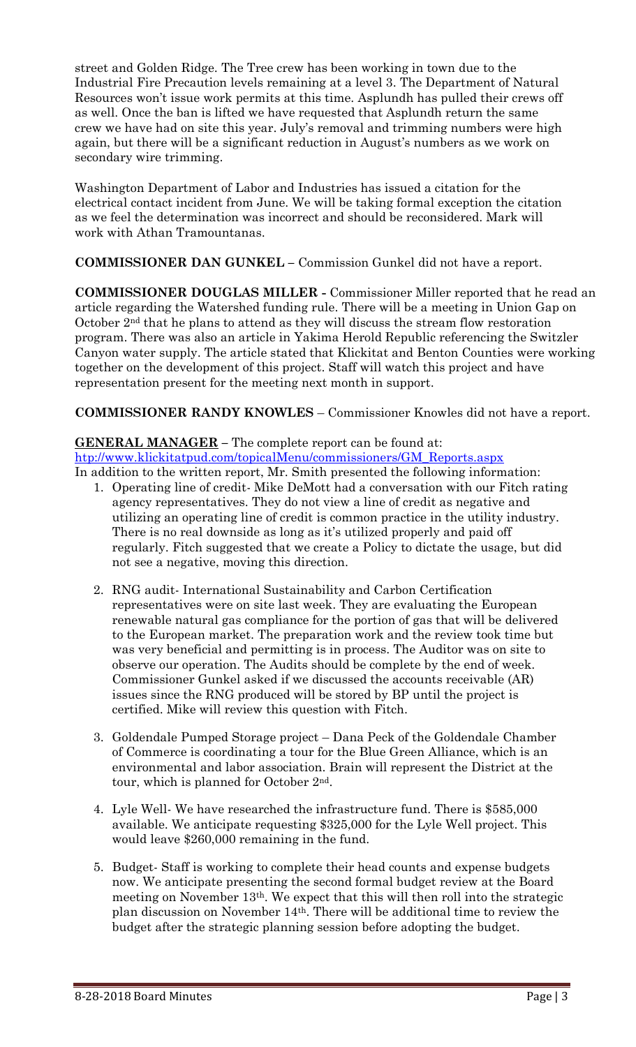street and Golden Ridge. The Tree crew has been working in town due to the Industrial Fire Precaution levels remaining at a level 3. The Department of Natural Resources won't issue work permits at this time. Asplundh has pulled their crews off as well. Once the ban is lifted we have requested that Asplundh return the same crew we have had on site this year. July's removal and trimming numbers were high again, but there will be a significant reduction in August's numbers as we work on secondary wire trimming.

Washington Department of Labor and Industries has issued a citation for the electrical contact incident from June. We will be taking formal exception the citation as we feel the determination was incorrect and should be reconsidered. Mark will work with Athan Tramountanas.

**COMMISSIONER DAN GUNKEL** – Commission Gunkel did not have a report.

**COMMISSIONER DOUGLAS MILLER** - Commissioner Miller reported that he read an article regarding the Watershed funding rule. There will be a meeting in Union Gap on October 2nd that he plans to attend as they will discuss the stream flow restoration program. There was also an article in Yakima Herold Republic referencing the Switzler Canyon water supply. The article stated that Klickitat and Benton Counties were working together on the development of this project. Staff will watch this project and have representation present for the meeting next month in support.

**COMMISSIONER RANDY KNOWLES** – Commissioner Knowles did not have a report.

**GENERAL MANAGER** – The complete report can be found at: http://www.klickitatpud.com/topicalMenu/commissioners/GM_Reports.aspx

In addition to the written report, Mr. Smith presented the following information:

1. Operating line of credit- Mike DeMott had a conversation with our Fitch rating agency representatives. They do not view a line of credit as negative and utilizing an operating line of credit is common practice in the utility industry. There is no real downside as long as it's utilized properly and paid off regularly. Fitch suggested that we create a Policy to dictate the usage, but did not see a negative, moving this direction.

2. RNG audit- International Sustainability and Carbon Certification representatives were on site last week. They are evaluating the European renewable natural gas compliance for the portion of gas that will be delivered to the European market. The preparation work and the review took time but was very beneficial and permitting is in process. The Auditor was on site to observe our operation. The Audits should be complete by the end of week. Commissioner Gunkel asked if we discussed the accounts receivable (AR) issues since the RNG produced will be stored by BP until the project is certified. Mike will review this question with Fitch.

3. Goldendale Pumped Storage project – Dana Peck of the Goldendale Chamber of Commerce is coordinating a tour for the Blue Green Alliance, which is an environmental and labor association. Brain will represent the District at the tour, which is planned for October 2nd.

4. Lyle Well- We have researched the infrastructure fund. There is $585,000 available. We anticipate requesting $325,000 for the Lyle Well project. This would leave $260,000 remaining in the fund.

5. Budget- Staff is working to complete their head counts and expense budgets now. We anticipate presenting the second formal budget review at the Board meeting on November 13th. We expect that this will then roll into the strategic plan discussion on November 14th. There will be additional time to review the budget after the strategic planning session before adopting the budget.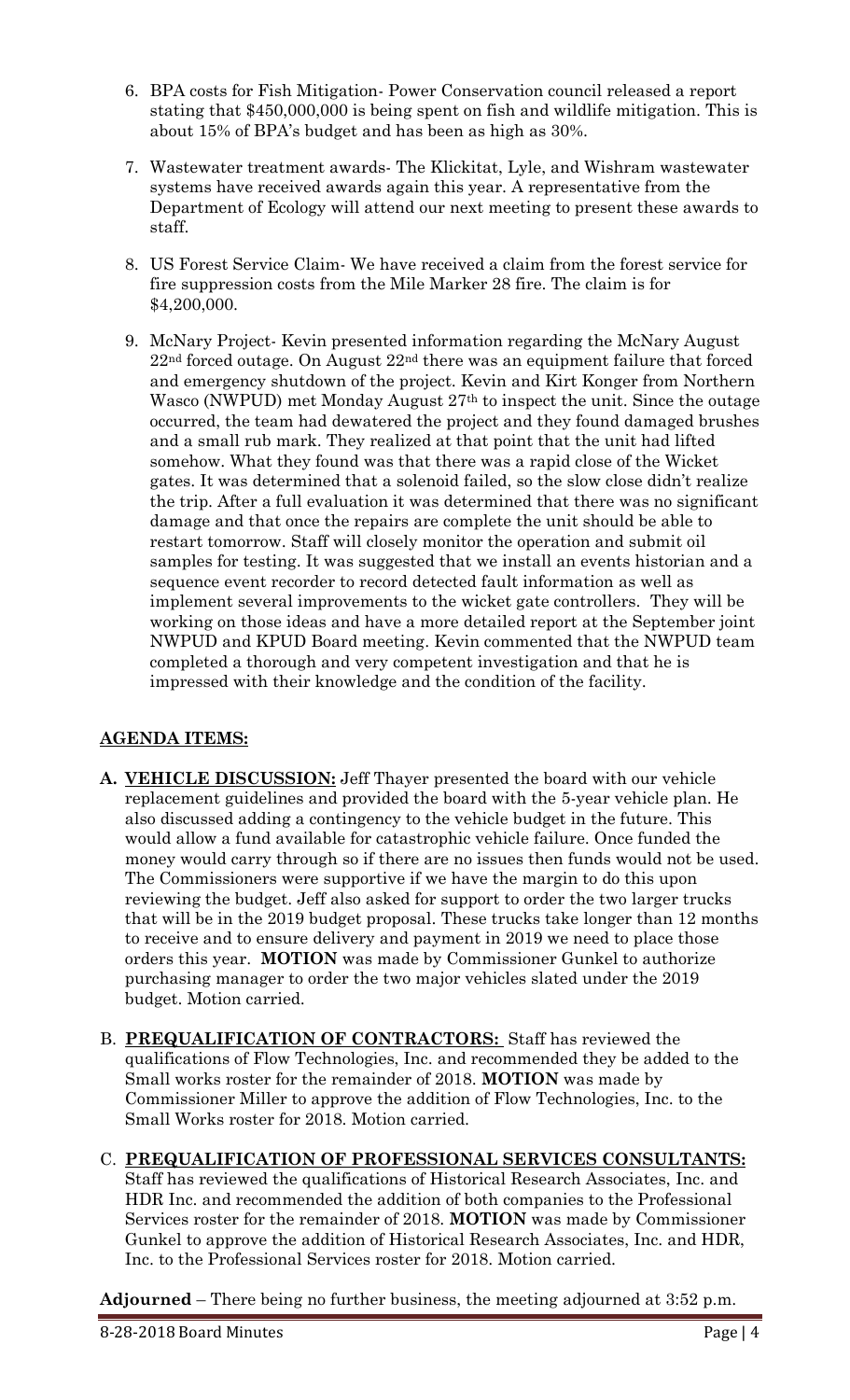6. BPA costs for Fish Mitigation- Power Conservation council released a report stating that $450,000,000 is being spent on fish and wildlife mitigation. This is about 15% of BPA's budget and has been as high as 30%.

7. Wastewater treatment awards- The Klickitat, Lyle, and Wishram wastewater systems have received awards again this year. A representative from the Department of Ecology will attend our next meeting to present these awards to staff.

8. US Forest Service Claim- We have received a claim from the forest service for fire suppression costs from the Mile Marker 28 fire. The claim is for $4,200,000.

9. McNary Project- Kevin presented information regarding the McNary August 22nd forced outage. On August 22nd there was an equipment failure that forced and emergency shutdown of the project. Kevin and Kirt Konger from Northern Wasco (NWPUD) met Monday August 27th to inspect the unit. Since the outage occurred, the team had dewatered the project and they found damaged brushes and a small rub mark. They realized at that point that the unit had lifted somehow. What they found was that there was a rapid close of the Wicket gates. It was determined that a solenoid failed, so the slow close didn't realize the trip. After a full evaluation it was determined that there was no significant damage and that once the repairs are complete the unit should be able to restart tomorrow. Staff will closely monitor the operation and submit oil samples for testing. It was suggested that we install an events historian and a sequence event recorder to record detected fault information as well as implement several improvements to the wicket gate controllers. They will be working on those ideas and have a more detailed report at the September joint NWPUD and KPUD Board meeting. Kevin commented that the NWPUD team completed a thorough and very competent investigation and that he is impressed with their knowledge and the condition of the facility.

## AGENDA ITEMS:

**A. VEHICLE DISCUSSION:** Jeff Thayer presented the board with our vehicle replacement guidelines and provided the board with the 5-year vehicle plan. He also discussed adding a contingency to the vehicle budget in the future. This would allow a fund available for catastrophic vehicle failure. Once funded the money would carry through so if there are no issues then funds would not be used. The Commissioners were supportive if we have the margin to do this upon reviewing the budget. Jeff also asked for support to order the two larger trucks that will be in the 2019 budget proposal. These trucks take longer than 12 months to receive and to ensure delivery and payment in 2019 we need to place those orders this year. **MOTION** was made by Commissioner Gunkel to authorize purchasing manager to order the two major vehicles slated under the 2019 budget. Motion carried.

B. **PREQUALIFICATION OF CONTRACTORS:** Staff has reviewed the qualifications of Flow Technologies, Inc. and recommended they be added to the Small works roster for the remainder of 2018. **MOTION** was made by Commissioner Miller to approve the addition of Flow Technologies, Inc. to the Small Works roster for 2018. Motion carried.

C. **PREQUALIFICATION OF PROFESSIONAL SERVICES CONSULTANTS:** Staff has reviewed the qualifications of Historical Research Associates, Inc. and HDR Inc. and recommended the addition of both companies to the Professional Services roster for the remainder of 2018. **MOTION** was made by Commissioner Gunkel to approve the addition of Historical Research Associates, Inc. and HDR, Inc. to the Professional Services roster for 2018. Motion carried.

**Adjourned** – There being no further business, the meeting adjourned at 3:52 p.m.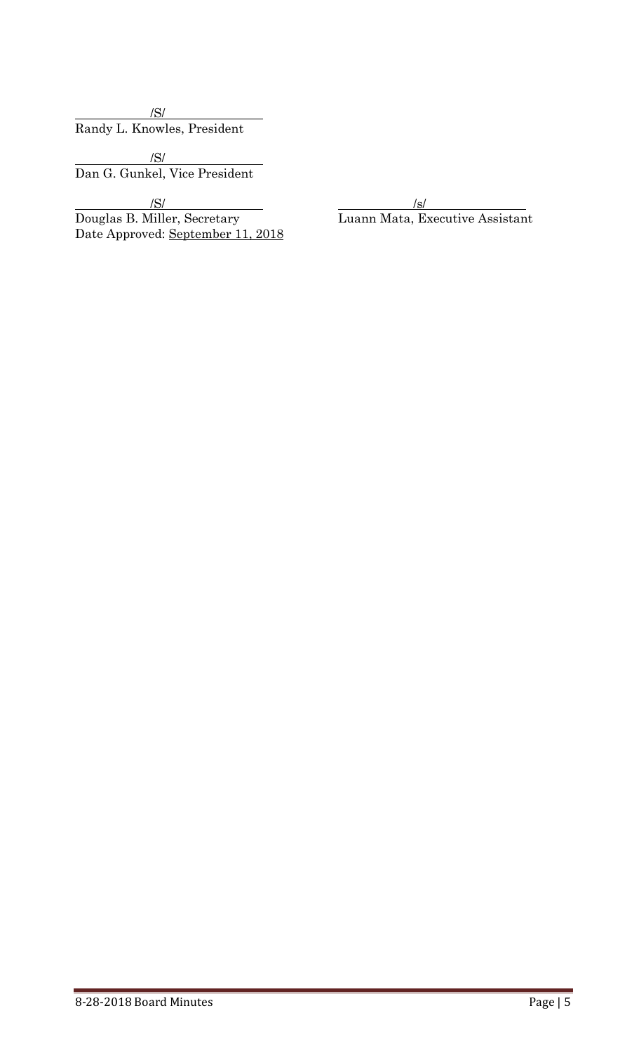/S/
Randy L. Knowles, President

/S/
Dan G. Gunkel, Vice President

/S/
Douglas B. Miller, Secretary
Date Approved: September 11, 2018

/s/
Luann Mata, Executive Assistant